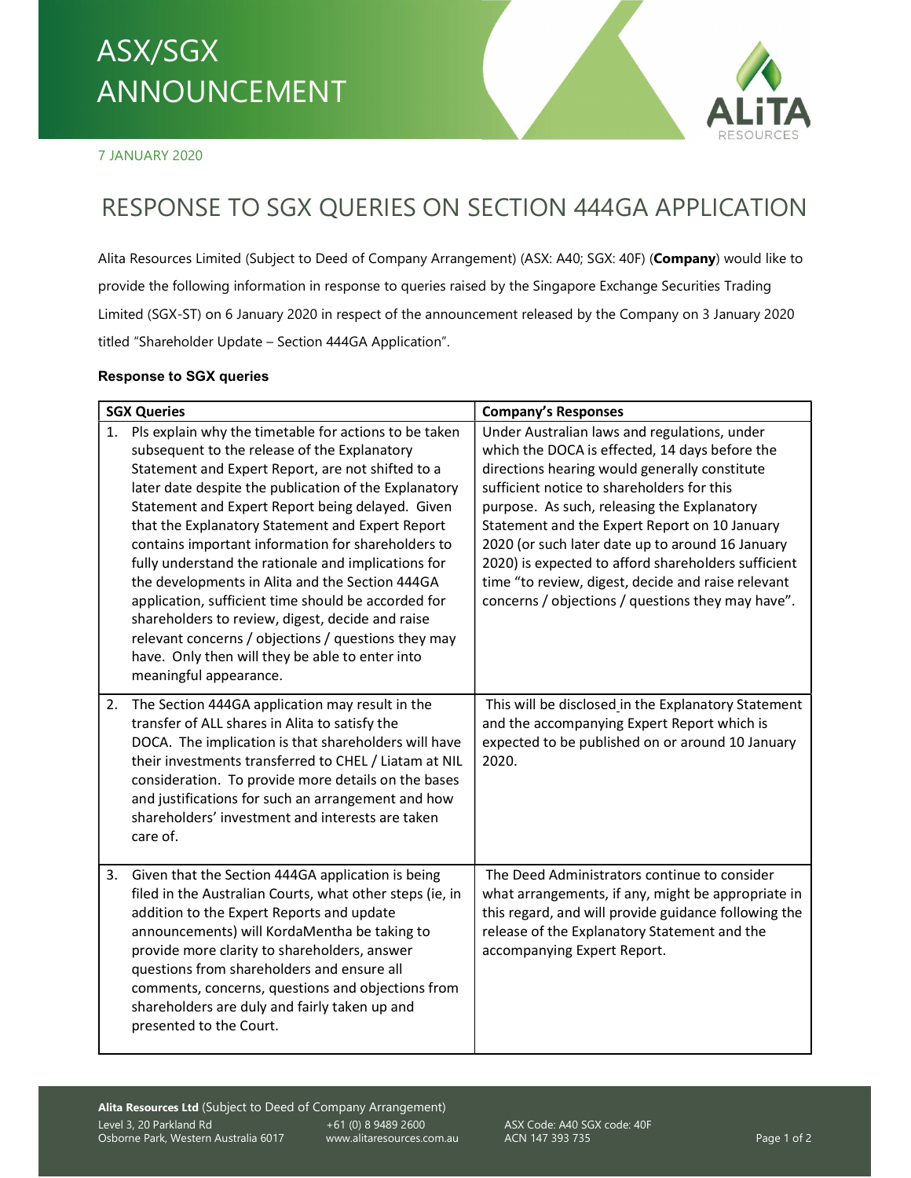# ASX/SGX ANNOUNCEMENT

7 JANUARY 2020

## RESPONSE TO SGX QUERIES ON SECTION 444GA APPLICATION

Alita Resources Limited (Subject to Deed of Company Arrangement) (ASX: A40; SGX: 40F) (**Company**) would like to provide the following information in response to queries raised by the Singapore Exchange Securities Trading Limited (SGX-ST) on 6 January 2020 in respect of the announcement released by the Company on 3 January 2020 titled "Shareholder Update – Section 444GA Application".

**Response to SGX queries**

| SGX Queries | Company's Responses |
| --- | --- |
| 1. Pls explain why the timetable for actions to be taken subsequent to the release of the Explanatory Statement and Expert Report, are not shifted to a later date despite the publication of the Explanatory Statement and Expert Report being delayed. Given that the Explanatory Statement and Expert Report contains important information for shareholders to fully understand the rationale and implications for the developments in Alita and the Section 444GA application, sufficient time should be accorded for shareholders to review, digest, decide and raise relevant concerns / objections / questions they may have. Only then will they be able to enter into meaningful appearance. | Under Australian laws and regulations, under which the DOCA is effected, 14 days before the directions hearing would generally constitute sufficient notice to shareholders for this purpose. As such, releasing the Explanatory Statement and the Expert Report on 10 January 2020 (or such later date up to around 16 January 2020) is expected to afford shareholders sufficient time "to review, digest, decide and raise relevant concerns / objections / questions they may have". |
| 2. The Section 444GA application may result in the transfer of ALL shares in Alita to satisfy the DOCA. The implication is that shareholders will have their investments transferred to CHEL / Liatam at NIL consideration. To provide more details on the bases and justifications for such an arrangement and how shareholders' investment and interests are taken care of. | This will be disclosed in the Explanatory Statement and the accompanying Expert Report which is expected to be published on or around 10 January 2020. |
| 3. Given that the Section 444GA application is being filed in the Australian Courts, what other steps (ie, in addition to the Expert Reports and update announcements) will KordaMentha be taking to provide more clarity to shareholders, answer questions from shareholders and ensure all comments, concerns, questions and objections from shareholders are duly and fairly taken up and presented to the Court. | The Deed Administrators continue to consider what arrangements, if any, might be appropriate in this regard, and will provide guidance following the release of the Explanatory Statement and the accompanying Expert Report. |

**Alita Resources Ltd** (Subject to Deed of Company Arrangement)
Level 3, 20 Parkland Rd, Osborne Park, Western Australia 6017 | +61 (0) 8 9489 2600 | www.alitaresources.com.au | ASX Code: A40 SGX code: 40F | ACN 147 393 735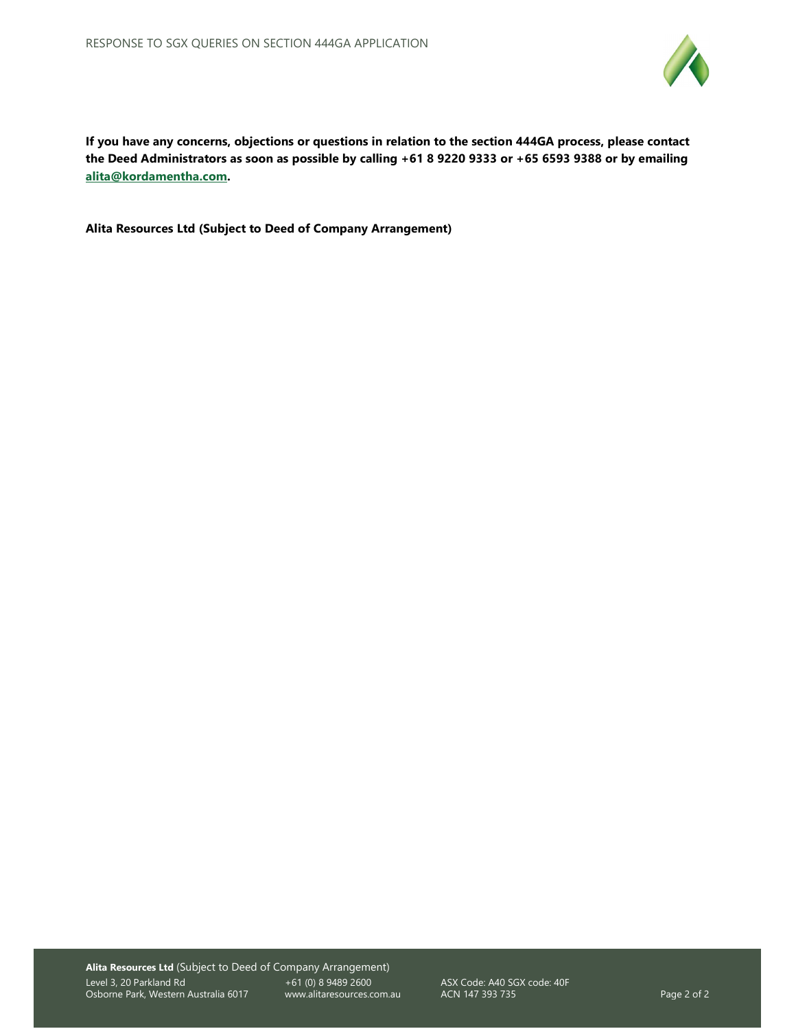**If you have any concerns, objections or questions in relation to the section 444GA process, please contact the Deed Administrators as soon as possible by calling +61 8 9220 9333 or +65 6593 9388 or by emailing alita@kordamentha.com.**

**Alita Resources Ltd (Subject to Deed of Company Arrangement)**